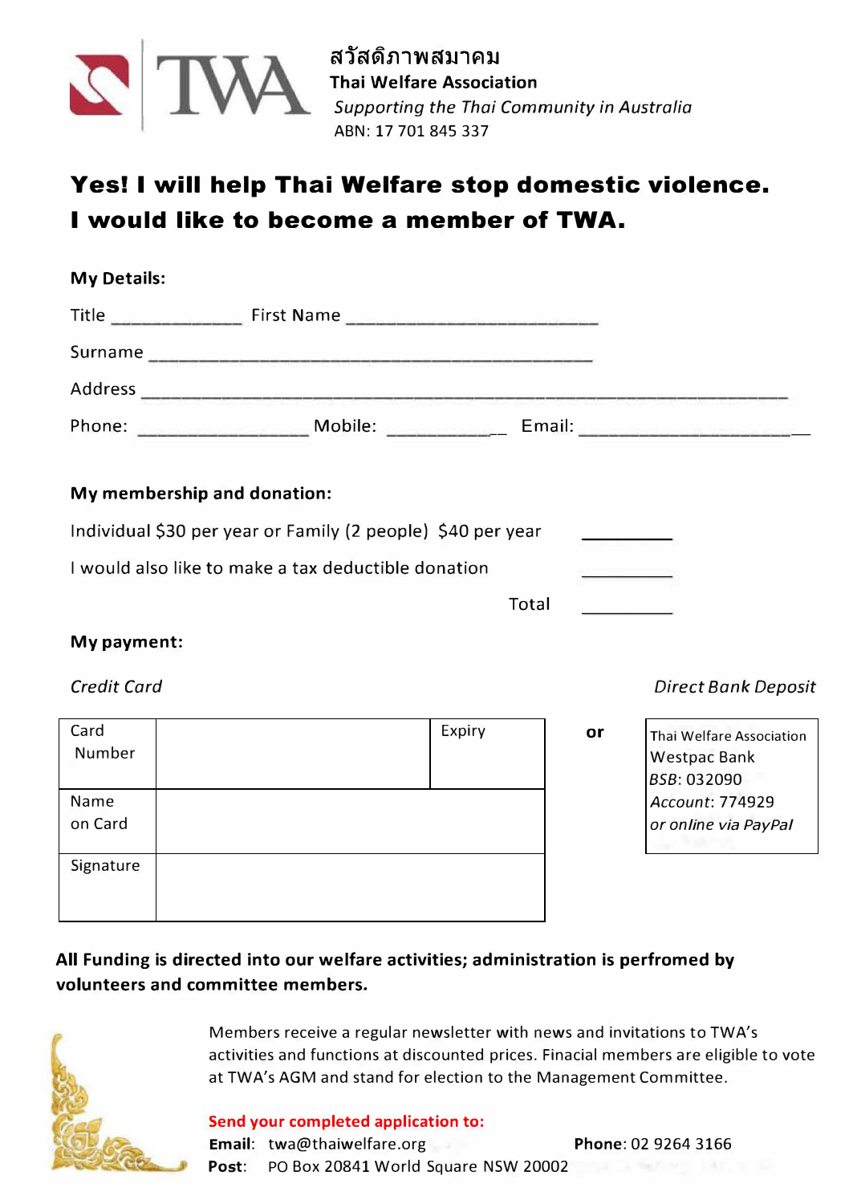สวัสดิภาพสมาคม
**Thai Welfare Association**
*Supporting the Thai Community in Australia*
ABN: 17 701 845 337

# Yes! I will help Thai Welfare stop domestic violence. I would like to become a member of TWA.

**My Details:**

Title ____________ First Name ________________________

Surname __________________________________________

Address _____________________________________________________________

Phone: ________________ Mobile: ___________ Email: ______________________

**My membership and donation:**

Individual $30 per year or Family (2 people) $40 per year __________

I would also like to make a tax deductible donation __________

Total __________

**My payment:**

*Credit Card*

| | | | |
|---|---|---|---|
| Card Number | | Expiry | |
| Name on Card | | | |
| Signature | | | |

**or**

*Direct Bank Deposit*

Thai Welfare Association
Westpac Bank
*BSB*: 032090
*Account*: 774929
*or online via PayPal*

**All Funding is directed into our welfare activities; administration is perfromed by volunteers and committee members.**

Members receive a regular newsletter with news and invitations to TWA's activities and functions at discounted prices. Finacial members are eligible to vote at TWA's AGM and stand for election to the Management Committee.

**Send your completed application to:**

**Email**: twa@thaiwelfare.org

**Phone**: 02 9264 3166

**Post**: PO Box 20841 World Square NSW 20002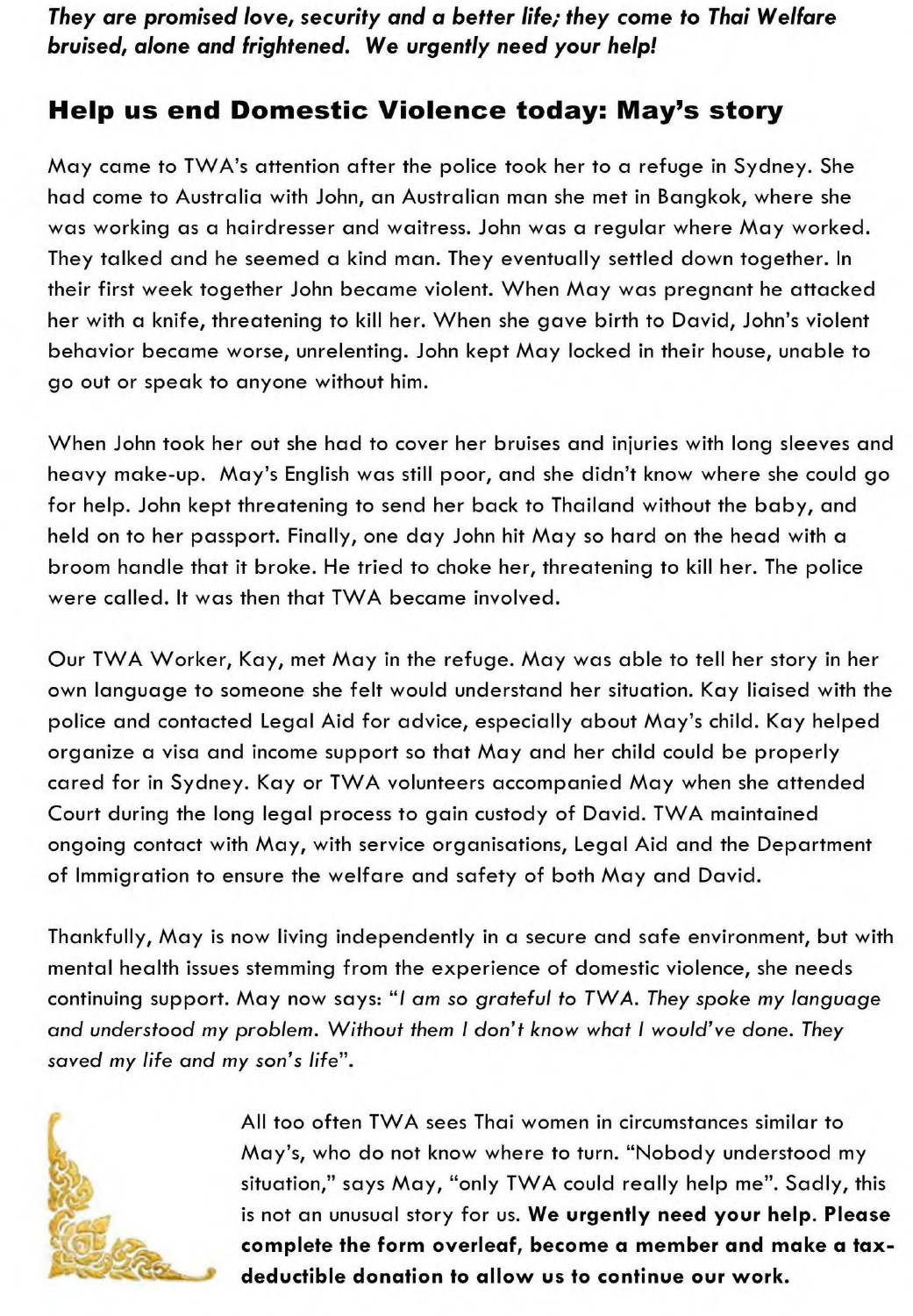***They are promised love, security and a better life; they come to Thai Welfare bruised, alone and frightened. We urgently need your help!***

## Help us end Domestic Violence today: May's story

May came to TWA's attention after the police took her to a refuge in Sydney. She had come to Australia with John, an Australian man she met in Bangkok, where she was working as a hairdresser and waitress. John was a regular where May worked. They talked and he seemed a kind man. They eventually settled down together. In their first week together John became violent. When May was pregnant he attacked her with a knife, threatening to kill her. When she gave birth to David, John's violent behavior became worse, unrelenting. John kept May locked in their house, unable to go out or speak to anyone without him.

When John took her out she had to cover her bruises and injuries with long sleeves and heavy make-up. May's English was still poor, and she didn't know where she could go for help. John kept threatening to send her back to Thailand without the baby, and held on to her passport. Finally, one day John hit May so hard on the head with a broom handle that it broke. He tried to choke her, threatening to kill her. The police were called. It was then that TWA became involved.

Our TWA Worker, Kay, met May in the refuge. May was able to tell her story in her own language to someone she felt would understand her situation. Kay liaised with the police and contacted Legal Aid for advice, especially about May's child. Kay helped organize a visa and income support so that May and her child could be properly cared for in Sydney. Kay or TWA volunteers accompanied May when she attended Court during the long legal process to gain custody of David. TWA maintained ongoing contact with May, with service organisations, Legal Aid and the Department of Immigration to ensure the welfare and safety of both May and David.

Thankfully, May is now living independently in a secure and safe environment, but with mental health issues stemming from the experience of domestic violence, she needs continuing support. May now says: "*I am so grateful to TWA. They spoke my language and understood my problem. Without them I don't know what I would've done. They saved my life and my son's life*".

All too often TWA sees Thai women in circumstances similar to May's, who do not know where to turn. "Nobody understood my situation," says May, "only TWA could really help me". Sadly, this is not an unusual story for us. **We urgently need your help. Please complete the form overleaf, become a member and make a tax-deductible donation to allow us to continue our work.**